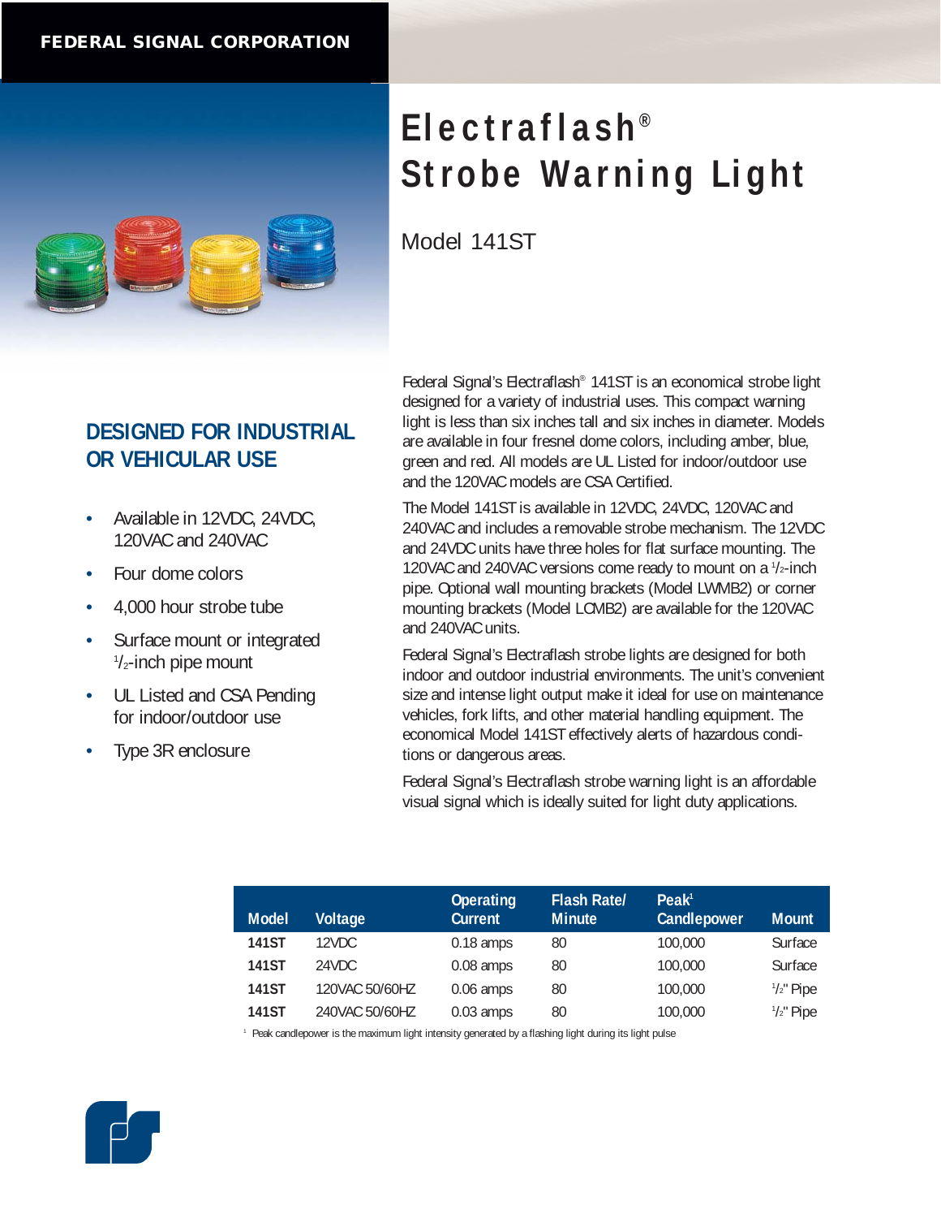FEDERAL SIGNAL CORPORATION

# Electraflash® Strobe Warning Light

Model 141ST

## DESIGNED FOR INDUSTRIAL OR VEHICULAR USE

- Available in 12VDC, 24VDC, 120VAC and 240VAC
- Four dome colors
- 4,000 hour strobe tube
- Surface mount or integrated 1/2-inch pipe mount
- UL Listed and CSA Pending for indoor/outdoor use
- Type 3R enclosure

Federal Signal's Electraflash® 141ST is an economical strobe light designed for a variety of industrial uses. This compact warning light is less than six inches tall and six inches in diameter. Models are available in four fresnel dome colors, including amber, blue, green and red. All models are UL Listed for indoor/outdoor use and the 120VAC models are CSA Certified.

The Model 141ST is available in 12VDC, 24VDC, 120VAC and 240VAC and includes a removable strobe mechanism. The 12VDC and 24VDC units have three holes for flat surface mounting. The 120VAC and 240VAC versions come ready to mount on a 1/2-inch pipe. Optional wall mounting brackets (Model LWMB2) or corner mounting brackets (Model LCMB2) are available for the 120VAC and 240VAC units.

Federal Signal's Electraflash strobe lights are designed for both indoor and outdoor industrial environments. The unit's convenient size and intense light output make it ideal for use on maintenance vehicles, fork lifts, and other material handling equipment. The economical Model 141ST effectively alerts of hazardous conditions or dangerous areas.

Federal Signal's Electraflash strobe warning light is an affordable visual signal which is ideally suited for light duty applications.

| Model | Voltage | Operating Current | Flash Rate/ Minute | Peak[1] Candlepower | Mount |
|---|---|---|---|---|---|
| **141ST** | 12VDC | 0.18 amps | 80 | 100,000 | Surface |
| **141ST** | 24VDC | 0.08 amps | 80 | 100,000 | Surface |
| **141ST** | 120VAC 50/60HZ | 0.06 amps | 80 | 100,000 | 1/2" Pipe |
| **141ST** | 240VAC 50/60HZ | 0.03 amps | 80 | 100,000 | 1/2" Pipe |

[1] Peak candlepower is the maximum light intensity generated by a flashing light during its light pulse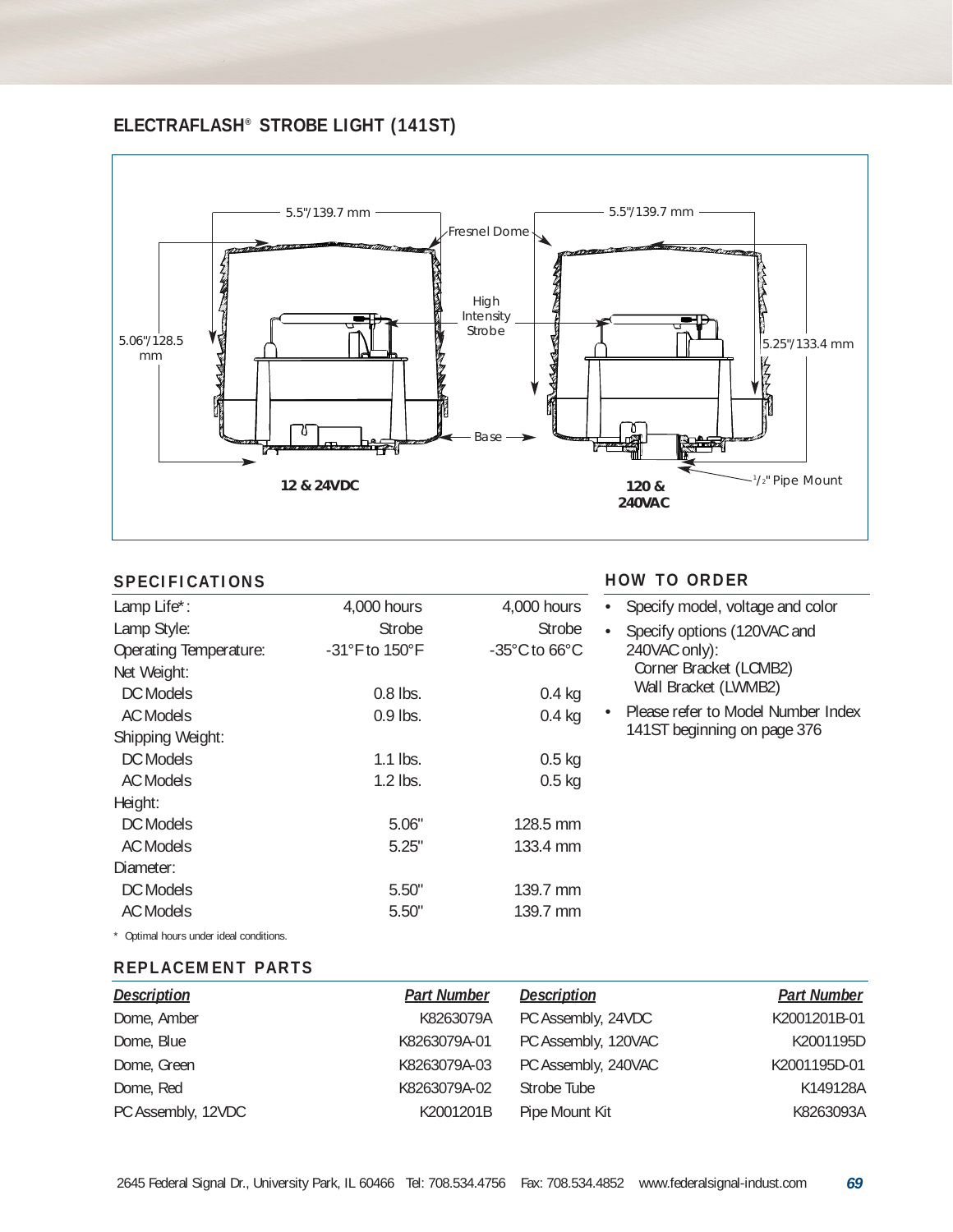## ELECTRAFLASH® STROBE LIGHT (141ST)

5.5"/139.7 mm

Fresnel Dome

5.5"/139.7 mm

High Intensity Strobe

5.06"/128.5 mm

5.25"/133.4 mm

Base

1/2" Pipe Mount

12 & 24VDC

120 & 240VAC

### SPECIFICATIONS

| | | |
|---|---|---|
| Lamp Life*: | 4,000 hours | 4,000 hours |
| Lamp Style: | Strobe | Strobe |
| Operating Temperature: | -31°F to 150°F | -35°C to 66°C |
| Net Weight: | | |
| DC Models | 0.8 lbs. | 0.4 kg |
| AC Models | 0.9 lbs. | 0.4 kg |
| Shipping Weight: | | |
| DC Models | 1.1 lbs. | 0.5 kg |
| AC Models | 1.2 lbs. | 0.5 kg |
| Height: | | |
| DC Models | 5.06" | 128.5 mm |
| AC Models | 5.25" | 133.4 mm |
| Diameter: | | |
| DC Models | 5.50" | 139.7 mm |
| AC Models | 5.50" | 139.7 mm |

\* Optimal hours under ideal conditions.

### HOW TO ORDER

- Specify model, voltage and color
- Specify options (120VAC and 240VAC only):
  Corner Bracket (LCMB2)
  Wall Bracket (LWMB2)
- Please refer to Model Number Index 141ST beginning on page 376

### REPLACEMENT PARTS

| *Description* | *Part Number* | *Description* | *Part Number* |
|---|---|---|---|
| Dome, Amber | K8263079A | PC Assembly, 24VDC | K2001201B-01 |
| Dome, Blue | K8263079A-01 | PC Assembly, 120VAC | K2001195D |
| Dome, Green | K8263079A-03 | PC Assembly, 240VAC | K2001195D-01 |
| Dome, Red | K8263079A-02 | Strobe Tube | K149128A |
| PC Assembly, 12VDC | K2001201B | Pipe Mount Kit | K8263093A |

2645 Federal Signal Dr., University Park, IL 60466 Tel: 708.534.4756 Fax: 708.534.4852 www.federalsignal-indust.com